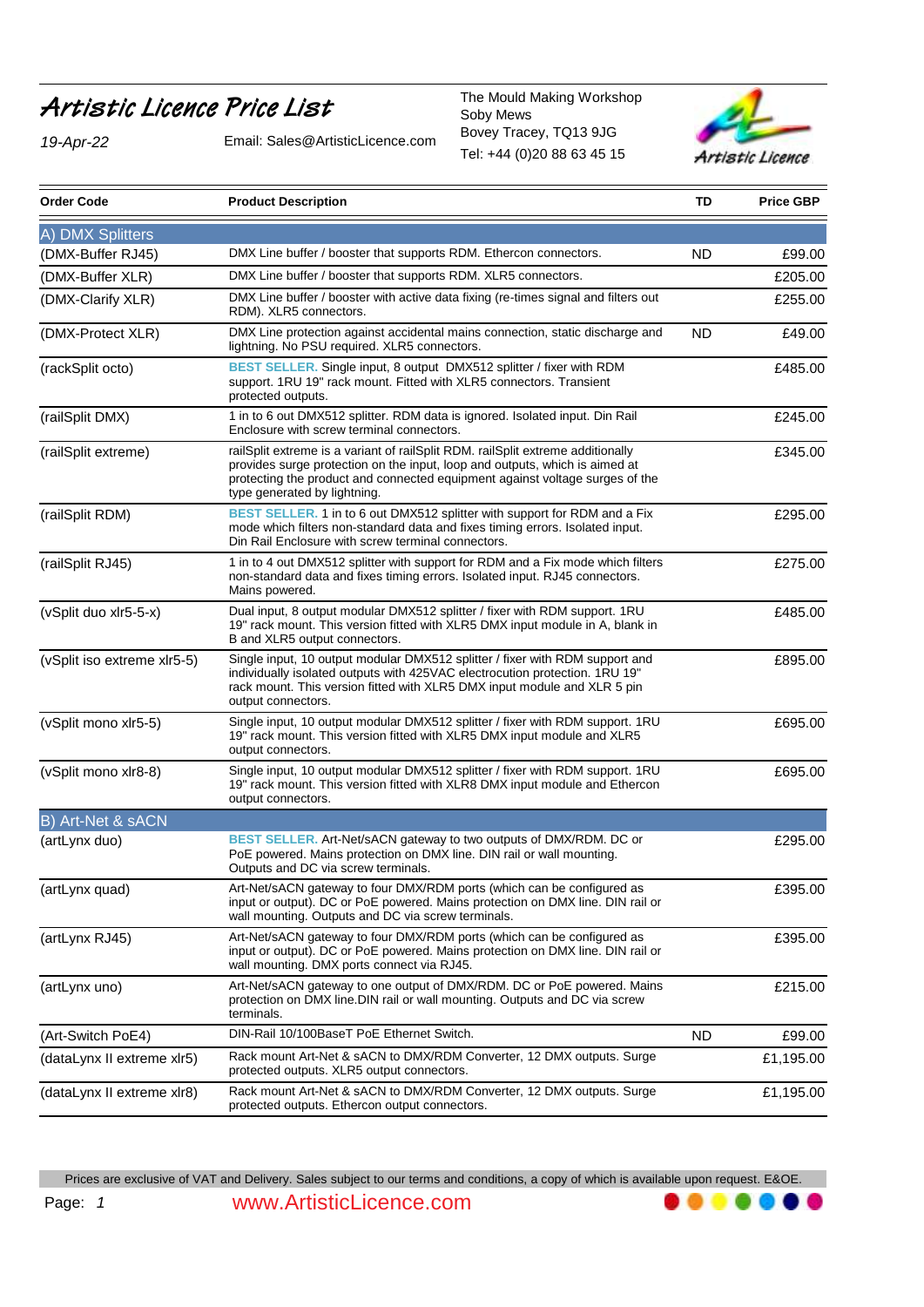# Artistic Licence Price List

*19-Apr-22*

Email: Sales@ArtisticLicence.com

The Mould Making Workshop
Soby Mews
Bovey Tracey, TQ13 9JG
Tel: +44 (0)20 88 63 45 15

| Order Code | Product Description | TD | Price GBP |
|---|---|---|---|
| **A) DMX Splitters** | | | |
| (DMX-Buffer RJ45) | DMX Line buffer / booster that supports RDM. Ethercon connectors. | ND | £99.00 |
| (DMX-Buffer XLR) | DMX Line buffer / booster that supports RDM. XLR5 connectors. | | £205.00 |
| (DMX-Clarify XLR) | DMX Line buffer / booster with active data fixing (re-times signal and filters out RDM). XLR5 connectors. | | £255.00 |
| (DMX-Protect XLR) | DMX Line protection against accidental mains connection, static discharge and lightning. No PSU required. XLR5 connectors. | ND | £49.00 |
| (rackSplit octo) | BEST SELLER. Single input, 8 output DMX512 splitter / fixer with RDM support. 1RU 19" rack mount. Fitted with XLR5 connectors. Transient protected outputs. | | £485.00 |
| (railSplit DMX) | 1 in to 6 out DMX512 splitter. RDM data is ignored. Isolated input. Din Rail Enclosure with screw terminal connectors. | | £245.00 |
| (railSplit extreme) | railSplit extreme is a variant of railSplit RDM. railSplit extreme additionally provides surge protection on the input, loop and outputs, which is aimed at protecting the product and connected equipment against voltage surges of the type generated by lightning. | | £345.00 |
| (railSplit RDM) | BEST SELLER. 1 in to 6 out DMX512 splitter with support for RDM and a Fix mode which filters non-standard data and fixes timing errors. Isolated input. Din Rail Enclosure with screw terminal connectors. | | £295.00 |
| (railSplit RJ45) | 1 in to 4 out DMX512 splitter with support for RDM and a Fix mode which filters non-standard data and fixes timing errors. Isolated input. RJ45 connectors. Mains powered. | | £275.00 |
| (vSplit duo xlr5-5-x) | Dual input, 8 output modular DMX512 splitter / fixer with RDM support. 1RU 19" rack mount. This version fitted with XLR5 DMX input module in A, blank in B and XLR5 output connectors. | | £485.00 |
| (vSplit iso extreme xlr5-5) | Single input, 10 output modular DMX512 splitter / fixer with RDM support and individually isolated outputs with 425VAC electrocution protection. 1RU 19" rack mount. This version fitted with XLR5 DMX input module and XLR 5 pin output connectors. | | £895.00 |
| (vSplit mono xlr5-5) | Single input, 10 output modular DMX512 splitter / fixer with RDM support. 1RU 19" rack mount. This version fitted with XLR5 DMX input module and XLR5 output connectors. | | £695.00 |
| (vSplit mono xlr8-8) | Single input, 10 output modular DMX512 splitter / fixer with RDM support. 1RU 19" rack mount. This version fitted with XLR8 DMX input module and Ethercon output connectors. | | £695.00 |
| **B) Art-Net & sACN** | | | |
| (artLynx duo) | BEST SELLER. Art-Net/sACN gateway to two outputs of DMX/RDM. DC or PoE powered. Mains protection on DMX line. DIN rail or wall mounting. Outputs and DC via screw terminals. | | £295.00 |
| (artLynx quad) | Art-Net/sACN gateway to four DMX/RDM ports (which can be configured as input or output). DC or PoE powered. Mains protection on DMX line. DIN rail or wall mounting. Outputs and DC via screw terminals. | | £395.00 |
| (artLynx RJ45) | Art-Net/sACN gateway to four DMX/RDM ports (which can be configured as input or output). DC or PoE powered. Mains protection on DMX line. DIN rail or wall mounting. DMX ports connect via RJ45. | | £395.00 |
| (artLynx uno) | Art-Net/sACN gateway to one output of DMX/RDM. DC or PoE powered. Mains protection on DMX line.DIN rail or wall mounting. Outputs and DC via screw terminals. | | £215.00 |
| (Art-Switch PoE4) | DIN-Rail 10/100BaseT PoE Ethernet Switch. | ND | £99.00 |
| (dataLynx II extreme xlr5) | Rack mount Art-Net & sACN to DMX/RDM Converter, 12 DMX outputs. Surge protected outputs. XLR5 output connectors. | | £1,195.00 |
| (dataLynx II extreme xlr8) | Rack mount Art-Net & sACN to DMX/RDM Converter, 12 DMX outputs. Surge protected outputs. Ethercon output connectors. | | £1,195.00 |

Prices are exclusive of VAT and Delivery. Sales subject to our terms and conditions, a copy of which is available upon request. E&OE.

www.ArtisticLicence.com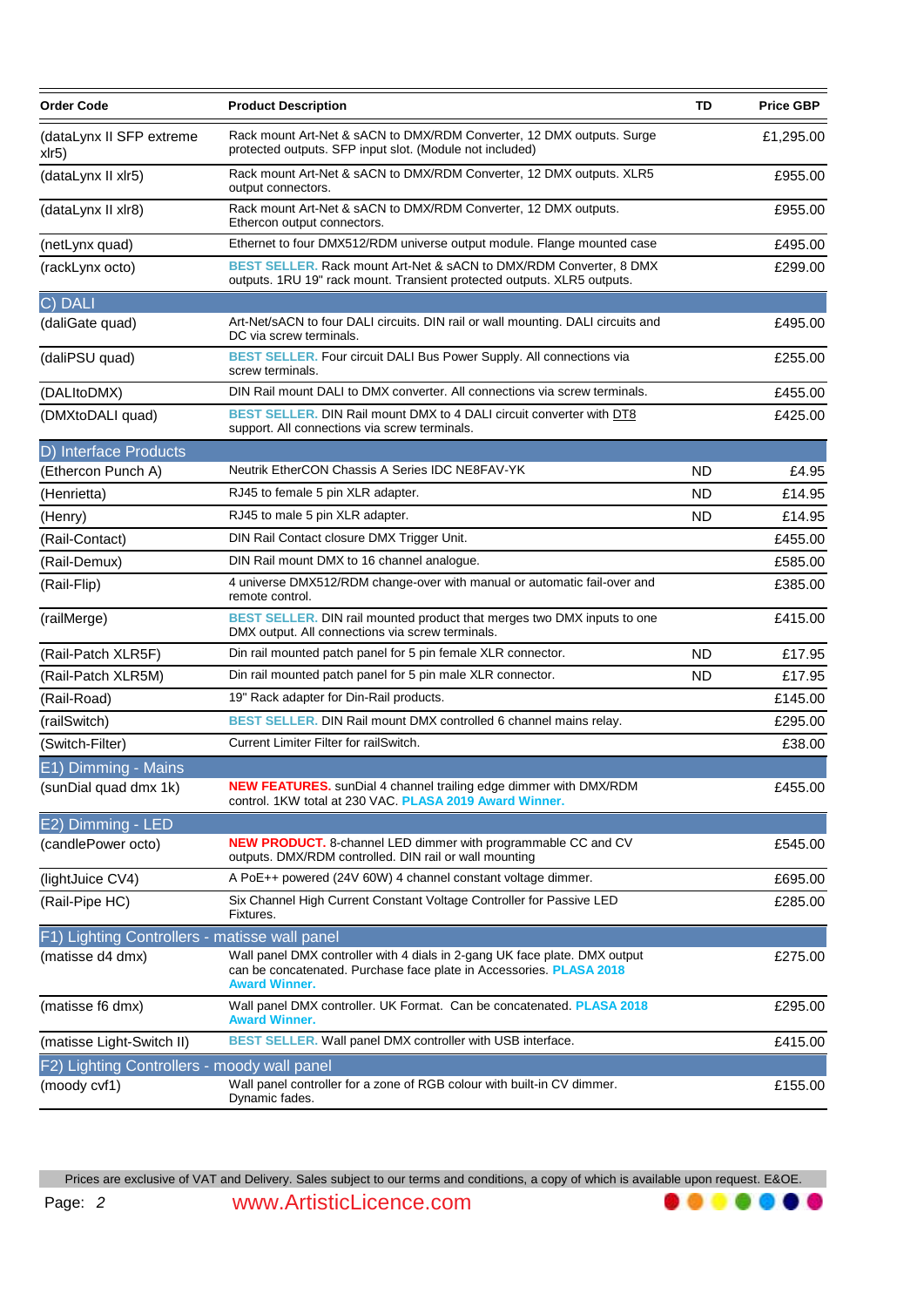| Order Code | Product Description | TD | Price GBP |
|---|---|---|---|
| (dataLynx II SFP extreme xlr5) | Rack mount Art-Net & sACN to DMX/RDM Converter, 12 DMX outputs. Surge protected outputs. SFP input slot. (Module not included) | | £1,295.00 |
| (dataLynx II xlr5) | Rack mount Art-Net & sACN to DMX/RDM Converter, 12 DMX outputs. XLR5 output connectors. | | £955.00 |
| (dataLynx II xlr8) | Rack mount Art-Net & sACN to DMX/RDM Converter, 12 DMX outputs. Ethercon output connectors. | | £955.00 |
| (netLynx quad) | Ethernet to four DMX512/RDM universe output module. Flange mounted case | | £495.00 |
| (rackLynx octo) | **BEST SELLER.** Rack mount Art-Net & sACN to DMX/RDM Converter, 8 DMX outputs. 1RU 19" rack mount. Transient protected outputs. XLR5 outputs. | | £299.00 |
| **C) DALI** | | | |
| (daliGate quad) | Art-Net/sACN to four DALI circuits. DIN rail or wall mounting. DALI circuits and DC via screw terminals. | | £495.00 |
| (daliPSU quad) | **BEST SELLER.** Four circuit DALI Bus Power Supply. All connections via screw terminals. | | £255.00 |
| (DALItoDMX) | DIN Rail mount DALI to DMX converter. All connections via screw terminals. | | £455.00 |
| (DMXtoDALI quad) | **BEST SELLER.** DIN Rail mount DMX to 4 DALI circuit converter with DT8 support. All connections via screw terminals. | | £425.00 |
| **D) Interface Products** | | | |
| (Ethercon Punch A) | Neutrik EtherCON Chassis A Series IDC NE8FAV-YK | ND | £4.95 |
| (Henrietta) | RJ45 to female 5 pin XLR adapter. | ND | £14.95 |
| (Henry) | RJ45 to male 5 pin XLR adapter. | ND | £14.95 |
| (Rail-Contact) | DIN Rail Contact closure DMX Trigger Unit. | | £455.00 |
| (Rail-Demux) | DIN Rail mount DMX to 16 channel analogue. | | £585.00 |
| (Rail-Flip) | 4 universe DMX512/RDM change-over with manual or automatic fail-over and remote control. | | £385.00 |
| (railMerge) | **BEST SELLER.** DIN rail mounted product that merges two DMX inputs to one DMX output. All connections via screw terminals. | | £415.00 |
| (Rail-Patch XLR5F) | Din rail mounted patch panel for 5 pin female XLR connector. | ND | £17.95 |
| (Rail-Patch XLR5M) | Din rail mounted patch panel for 5 pin male XLR connector. | ND | £17.95 |
| (Rail-Road) | 19" Rack adapter for Din-Rail products. | | £145.00 |
| (railSwitch) | **BEST SELLER.** DIN Rail mount DMX controlled 6 channel mains relay. | | £295.00 |
| (Switch-Filter) | Current Limiter Filter for railSwitch. | | £38.00 |
| **E1) Dimming - Mains** | | | |
| (sunDial quad dmx 1k) | **NEW FEATURES.** sunDial 4 channel trailing edge dimmer with DMX/RDM control. 1KW total at 230 VAC. **PLASA 2019 Award Winner.** | | £455.00 |
| **E2) Dimming - LED** | | | |
| (candlePower octo) | **NEW PRODUCT.** 8-channel LED dimmer with programmable CC and CV outputs. DMX/RDM controlled. DIN rail or wall mounting | | £545.00 |
| (lightJuice CV4) | A PoE++ powered (24V 60W) 4 channel constant voltage dimmer. | | £695.00 |
| (Rail-Pipe HC) | Six Channel High Current Constant Voltage Controller for Passive LED Fixtures. | | £285.00 |
| **F1) Lighting Controllers - matisse wall panel** | | | |
| (matisse d4 dmx) | Wall panel DMX controller with 4 dials in 2-gang UK face plate. DMX output can be concatenated. Purchase face plate in Accessories. **PLASA 2018 Award Winner.** | | £275.00 |
| (matisse f6 dmx) | Wall panel DMX controller. UK Format. Can be concatenated. **PLASA 2018 Award Winner.** | | £295.00 |
| (matisse Light-Switch II) | **BEST SELLER.** Wall panel DMX controller with USB interface. | | £415.00 |
| **F2) Lighting Controllers - moody wall panel** | | | |
| (moody cvf1) | Wall panel controller for a zone of RGB colour with built-in CV dimmer. Dynamic fades. | | £155.00 |

Prices are exclusive of VAT and Delivery. Sales subject to our terms and conditions, a copy of which is available upon request. E&OE.

www.ArtisticLicence.com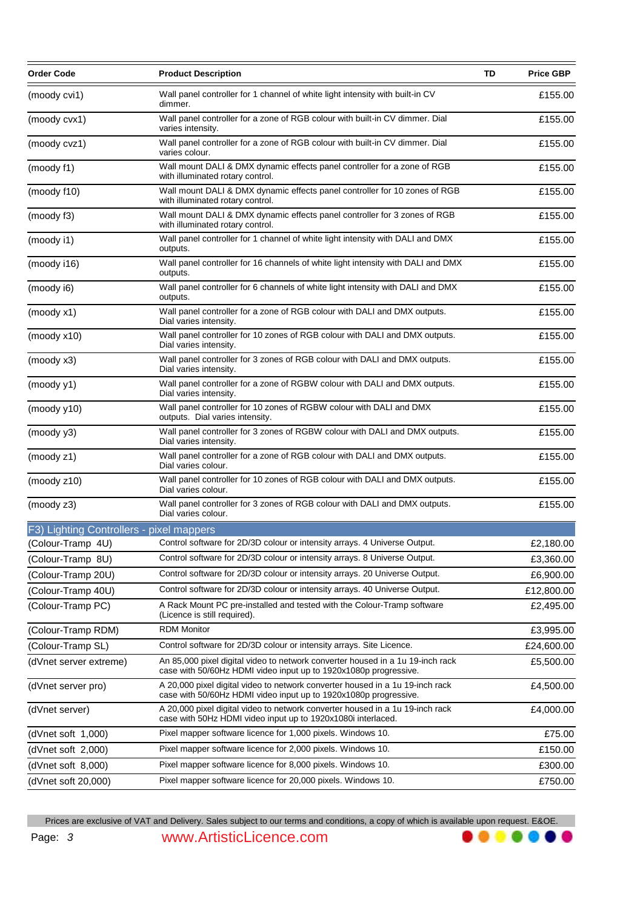| Order Code | Product Description | TD | Price GBP |
|---|---|---|---|
| (moody cvi1) | Wall panel controller for 1 channel of white light intensity with built-in CV dimmer. | | £155.00 |
| (moody cvx1) | Wall panel controller for a zone of RGB colour with built-in CV dimmer. Dial varies intensity. | | £155.00 |
| (moody cvz1) | Wall panel controller for a zone of RGB colour with built-in CV dimmer. Dial varies colour. | | £155.00 |
| (moody f1) | Wall mount DALI & DMX dynamic effects panel controller for a zone of RGB with illuminated rotary control. | | £155.00 |
| (moody f10) | Wall mount DALI & DMX dynamic effects panel controller for 10 zones of RGB with illuminated rotary control. | | £155.00 |
| (moody f3) | Wall mount DALI & DMX dynamic effects panel controller for 3 zones of RGB with illuminated rotary control. | | £155.00 |
| (moody i1) | Wall panel controller for 1 channel of white light intensity with DALI and DMX outputs. | | £155.00 |
| (moody i16) | Wall panel controller for 16 channels of white light intensity with DALI and DMX outputs. | | £155.00 |
| (moody i6) | Wall panel controller for 6 channels of white light intensity with DALI and DMX outputs. | | £155.00 |
| (moody x1) | Wall panel controller for a zone of RGB colour with DALI and DMX outputs. Dial varies intensity. | | £155.00 |
| (moody x10) | Wall panel controller for 10 zones of RGB colour with DALI and DMX outputs. Dial varies intensity. | | £155.00 |
| (moody x3) | Wall panel controller for 3 zones of RGB colour with DALI and DMX outputs. Dial varies intensity. | | £155.00 |
| (moody y1) | Wall panel controller for a zone of RGBW colour with DALI and DMX outputs. Dial varies intensity. | | £155.00 |
| (moody y10) | Wall panel controller for 10 zones of RGBW colour with DALI and DMX outputs. Dial varies intensity. | | £155.00 |
| (moody y3) | Wall panel controller for 3 zones of RGBW colour with DALI and DMX outputs. Dial varies intensity. | | £155.00 |
| (moody z1) | Wall panel controller for a zone of RGB colour with DALI and DMX outputs. Dial varies colour. | | £155.00 |
| (moody z10) | Wall panel controller for 10 zones of RGB colour with DALI and DMX outputs. Dial varies colour. | | £155.00 |
| (moody z3) | Wall panel controller for 3 zones of RGB colour with DALI and DMX outputs. Dial varies colour. | | £155.00 |
| **F3) Lighting Controllers - pixel mappers** | | | |
| (Colour-Tramp 4U) | Control software for 2D/3D colour or intensity arrays. 4 Universe Output. | | £2,180.00 |
| (Colour-Tramp 8U) | Control software for 2D/3D colour or intensity arrays. 8 Universe Output. | | £3,360.00 |
| (Colour-Tramp 20U) | Control software for 2D/3D colour or intensity arrays. 20 Universe Output. | | £6,900.00 |
| (Colour-Tramp 40U) | Control software for 2D/3D colour or intensity arrays. 40 Universe Output. | | £12,800.00 |
| (Colour-Tramp PC) | A Rack Mount PC pre-installed and tested with the Colour-Tramp software (Licence is still required). | | £2,495.00 |
| (Colour-Tramp RDM) | RDM Monitor | | £3,995.00 |
| (Colour-Tramp SL) | Control software for 2D/3D colour or intensity arrays. Site Licence. | | £24,600.00 |
| (dVnet server extreme) | An 85,000 pixel digital video to network converter housed in a 1u 19-inch rack case with 50/60Hz HDMI video input up to 1920x1080p progressive. | | £5,500.00 |
| (dVnet server pro) | A 20,000 pixel digital video to network converter housed in a 1u 19-inch rack case with 50/60Hz HDMI video input up to 1920x1080p progressive. | | £4,500.00 |
| (dVnet server) | A 20,000 pixel digital video to network converter housed in a 1u 19-inch rack case with 50Hz HDMI video input up to 1920x1080i interlaced. | | £4,000.00 |
| (dVnet soft 1,000) | Pixel mapper software licence for 1,000 pixels. Windows 10. | | £75.00 |
| (dVnet soft 2,000) | Pixel mapper software licence for 2,000 pixels. Windows 10. | | £150.00 |
| (dVnet soft 8,000) | Pixel mapper software licence for 8,000 pixels. Windows 10. | | £300.00 |
| (dVnet soft 20,000) | Pixel mapper software licence for 20,000 pixels. Windows 10. | | £750.00 |

Prices are exclusive of VAT and Delivery. Sales subject to our terms and conditions, a copy of which is available upon request. E&OE.

www.ArtisticLicence.com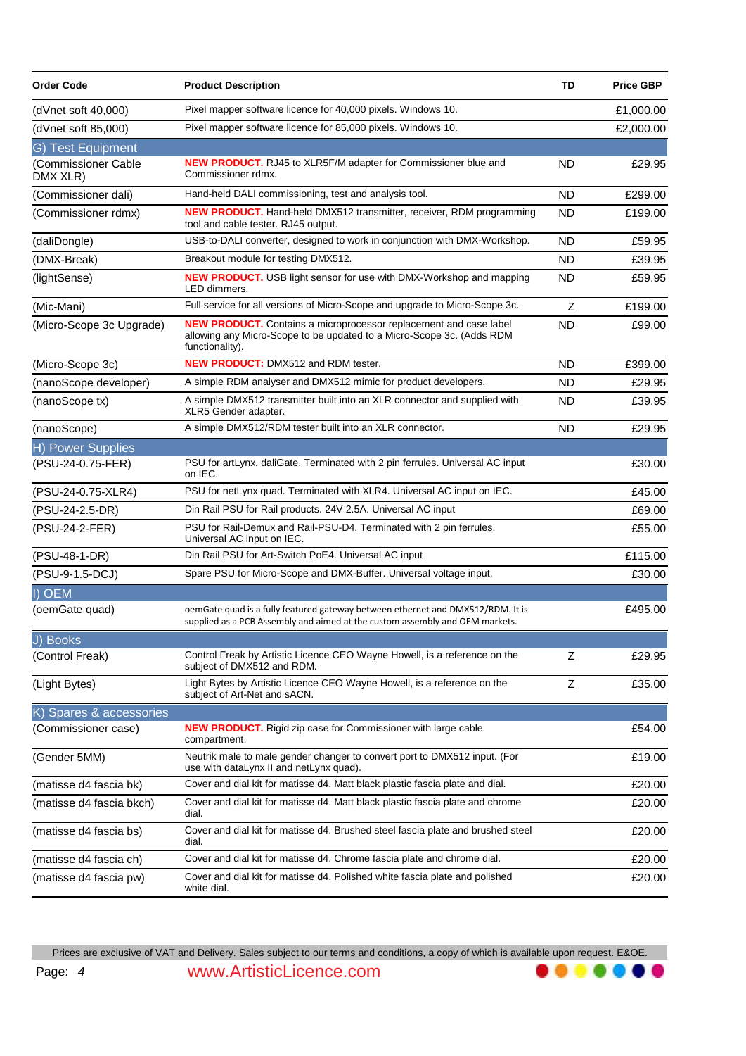| Order Code | Product Description | TD | Price GBP |
|---|---|---|---|
| (dVnet soft 40,000) | Pixel mapper software licence for 40,000 pixels. Windows 10. | | £1,000.00 |
| (dVnet soft 85,000) | Pixel mapper software licence for 85,000 pixels. Windows 10. | | £2,000.00 |
| **G) Test Equipment** | | | |
| (Commissioner Cable DMX XLR) | **NEW PRODUCT.** RJ45 to XLR5F/M adapter for Commissioner blue and Commissioner rdmx. | ND | £29.95 |
| (Commissioner dali) | Hand-held DALI commissioning, test and analysis tool. | ND | £299.00 |
| (Commissioner rdmx) | **NEW PRODUCT.** Hand-held DMX512 transmitter, receiver, RDM programming tool and cable tester. RJ45 output. | ND | £199.00 |
| (daliDongle) | USB-to-DALI converter, designed to work in conjunction with DMX-Workshop. | ND | £59.95 |
| (DMX-Break) | Breakout module for testing DMX512. | ND | £39.95 |
| (lightSense) | **NEW PRODUCT.** USB light sensor for use with DMX-Workshop and mapping LED dimmers. | ND | £59.95 |
| (Mic-Mani) | Full service for all versions of Micro-Scope and upgrade to Micro-Scope 3c. | Z | £199.00 |
| (Micro-Scope 3c Upgrade) | **NEW PRODUCT.** Contains a microprocessor replacement and case label allowing any Micro-Scope to be updated to a Micro-Scope 3c. (Adds RDM functionality). | ND | £99.00 |
| (Micro-Scope 3c) | **NEW PRODUCT:** DMX512 and RDM tester. | ND | £399.00 |
| (nanoScope developer) | A simple RDM analyser and DMX512 mimic for product developers. | ND | £29.95 |
| (nanoScope tx) | A simple DMX512 transmitter built into an XLR connector and supplied with XLR5 Gender adapter. | ND | £39.95 |
| (nanoScope) | A simple DMX512/RDM tester built into an XLR connector. | ND | £29.95 |
| **H) Power Supplies** | | | |
| (PSU-24-0.75-FER) | PSU for artLynx, daliGate. Terminated with 2 pin ferrules. Universal AC input on IEC. | | £30.00 |
| (PSU-24-0.75-XLR4) | PSU for netLynx quad. Terminated with XLR4. Universal AC input on IEC. | | £45.00 |
| (PSU-24-2.5-DR) | Din Rail PSU for Rail products. 24V 2.5A. Universal AC input | | £69.00 |
| (PSU-24-2-FER) | PSU for Rail-Demux and Rail-PSU-D4. Terminated with 2 pin ferrules. Universal AC input on IEC. | | £55.00 |
| (PSU-48-1-DR) | Din Rail PSU for Art-Switch PoE4. Universal AC input | | £115.00 |
| (PSU-9-1.5-DCJ) | Spare PSU for Micro-Scope and DMX-Buffer. Universal voltage input. | | £30.00 |
| **I) OEM** | | | |
| (oemGate quad) | oemGate quad is a fully featured gateway between ethernet and DMX512/RDM. It is supplied as a PCB Assembly and aimed at the custom assembly and OEM markets. | | £495.00 |
| **J) Books** | | | |
| (Control Freak) | Control Freak by Artistic Licence CEO Wayne Howell, is a reference on the subject of DMX512 and RDM. | Z | £29.95 |
| (Light Bytes) | Light Bytes by Artistic Licence CEO Wayne Howell, is a reference on the subject of Art-Net and sACN. | Z | £35.00 |
| **K) Spares & accessories** | | | |
| (Commissioner case) | **NEW PRODUCT.** Rigid zip case for Commissioner with large cable compartment. | | £54.00 |
| (Gender 5MM) | Neutrik male to male gender changer to convert port to DMX512 input. (For use with dataLynx II and netLynx quad). | | £19.00 |
| (matisse d4 fascia bk) | Cover and dial kit for matisse d4. Matt black plastic fascia plate and dial. | | £20.00 |
| (matisse d4 fascia bkch) | Cover and dial kit for matisse d4. Matt black plastic fascia plate and chrome dial. | | £20.00 |
| (matisse d4 fascia bs) | Cover and dial kit for matisse d4. Brushed steel fascia plate and brushed steel dial. | | £20.00 |
| (matisse d4 fascia ch) | Cover and dial kit for matisse d4. Chrome fascia plate and chrome dial. | | £20.00 |
| (matisse d4 fascia pw) | Cover and dial kit for matisse d4. Polished white fascia plate and polished white dial. | | £20.00 |

Prices are exclusive of VAT and Delivery. Sales subject to our terms and conditions, a copy of which is available upon request. E&OE.

www.ArtisticLicence.com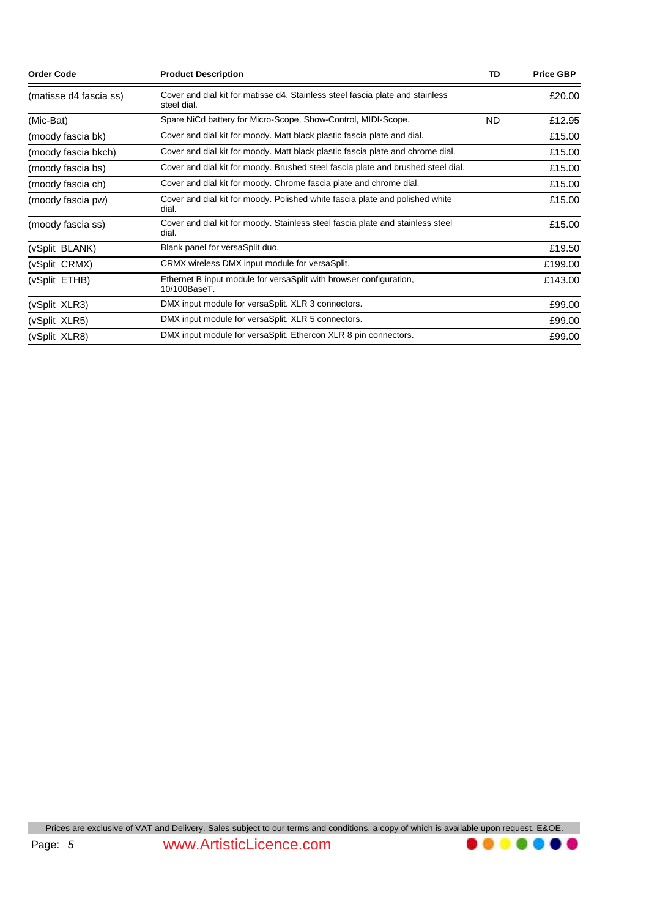| Order Code | Product Description | TD | Price GBP |
|---|---|---|---|
| (matisse d4 fascia ss) | Cover and dial kit for matisse d4. Stainless steel fascia plate and stainless steel dial. | | £20.00 |
| (Mic-Bat) | Spare NiCd battery for Micro-Scope, Show-Control, MIDI-Scope. | ND | £12.95 |
| (moody fascia bk) | Cover and dial kit for moody. Matt black plastic fascia plate and dial. | | £15.00 |
| (moody fascia bkch) | Cover and dial kit for moody. Matt black plastic fascia plate and chrome dial. | | £15.00 |
| (moody fascia bs) | Cover and dial kit for moody. Brushed steel fascia plate and brushed steel dial. | | £15.00 |
| (moody fascia ch) | Cover and dial kit for moody. Chrome fascia plate and chrome dial. | | £15.00 |
| (moody fascia pw) | Cover and dial kit for moody. Polished white fascia plate and polished white dial. | | £15.00 |
| (moody fascia ss) | Cover and dial kit for moody. Stainless steel fascia plate and stainless steel dial. | | £15.00 |
| (vSplit BLANK) | Blank panel for versaSplit duo. | | £19.50 |
| (vSplit CRMX) | CRMX wireless DMX input module for versaSplit. | | £199.00 |
| (vSplit ETHB) | Ethernet B input module for versaSplit with browser configuration, 10/100BaseT. | | £143.00 |
| (vSplit XLR3) | DMX input module for versaSplit. XLR 3 connectors. | | £99.00 |
| (vSplit XLR5) | DMX input module for versaSplit. XLR 5 connectors. | | £99.00 |
| (vSplit XLR8) | DMX input module for versaSplit. Ethercon XLR 8 pin connectors. | | £99.00 |

Prices are exclusive of VAT and Delivery. Sales subject to our terms and conditions, a copy of which is available upon request. E&OE.

www.ArtisticLicence.com